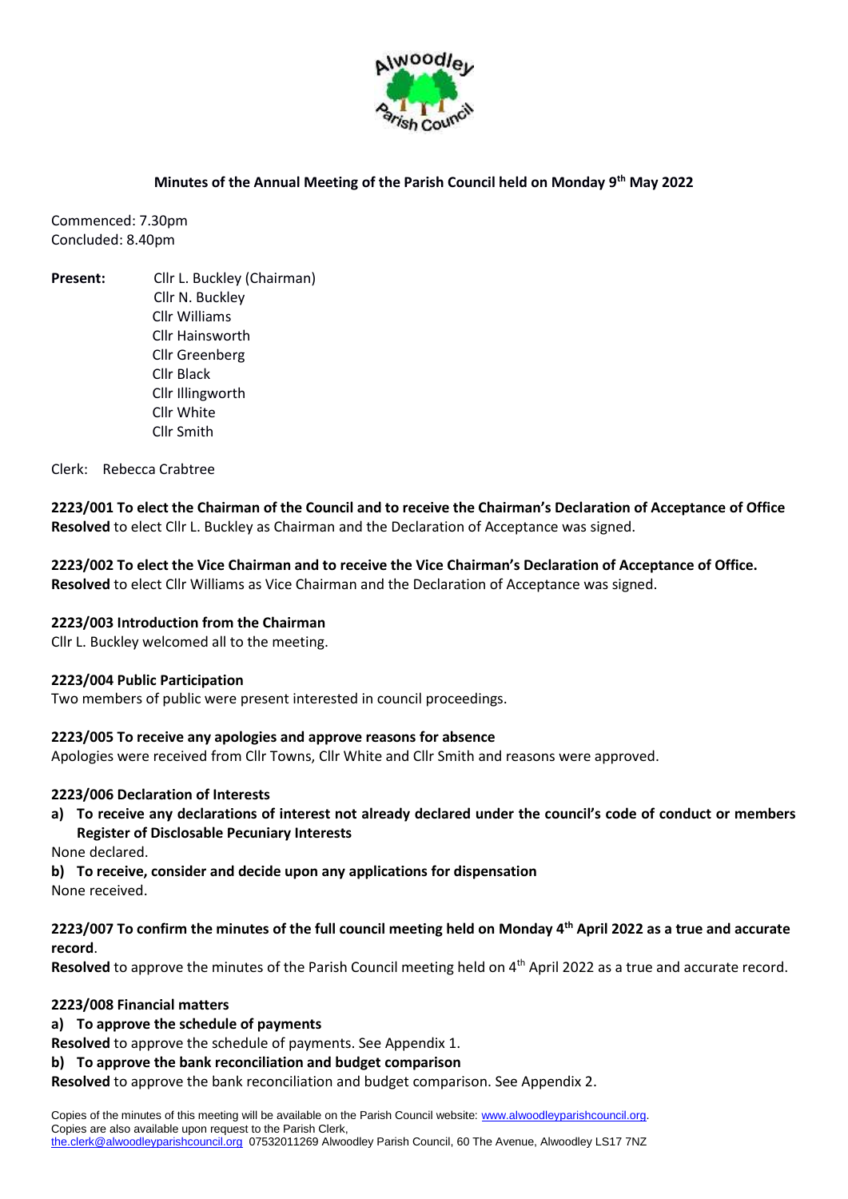## Minutes of the Annual Meeting of the Parish Council held on Monday 9th May 2022

Commenced: 7.30pm
Concluded: 8.40pm

**Present:**
Cllr L. Buckley (Chairman)
Cllr N. Buckley
Cllr Williams
Cllr Hainsworth
Cllr Greenberg
Cllr Black
Cllr Illingworth
Cllr White
Cllr Smith

Clerk: Rebecca Crabtree

**2223/001 To elect the Chairman of the Council and to receive the Chairman's Declaration of Acceptance of Office**
**Resolved** to elect Cllr L. Buckley as Chairman and the Declaration of Acceptance was signed.

**2223/002 To elect the Vice Chairman and to receive the Vice Chairman's Declaration of Acceptance of Office.**
**Resolved** to elect Cllr Williams as Vice Chairman and the Declaration of Acceptance was signed.

**2223/003 Introduction from the Chairman**
Cllr L. Buckley welcomed all to the meeting.

**2223/004 Public Participation**
Two members of public were present interested in council proceedings.

**2223/005 To receive any apologies and approve reasons for absence**
Apologies were received from Cllr Towns, Cllr White and Cllr Smith and reasons were approved.

**2223/006 Declaration of Interests**

a) **To receive any declarations of interest not already declared under the council's code of conduct or members Register of Disclosable Pecuniary Interests**

None declared.

b) **To receive, consider and decide upon any applications for dispensation**

None received.

**2223/007 To confirm the minutes of the full council meeting held on Monday 4th April 2022 as a true and accurate record**.
**Resolved** to approve the minutes of the Parish Council meeting held on 4th April 2022 as a true and accurate record.

**2223/008 Financial matters**

a) **To approve the schedule of payments**

**Resolved** to approve the schedule of payments. See Appendix 1.

b) **To approve the bank reconciliation and budget comparison**

**Resolved** to approve the bank reconciliation and budget comparison. See Appendix 2.

Copies of the minutes of this meeting will be available on the Parish Council website: www.alwoodleyparishcouncil.org.
Copies are also available upon request to the Parish Clerk,
the.clerk@alwoodleyparishcouncil.org 07532011269 Alwoodley Parish Council, 60 The Avenue, Alwoodley LS17 7NZ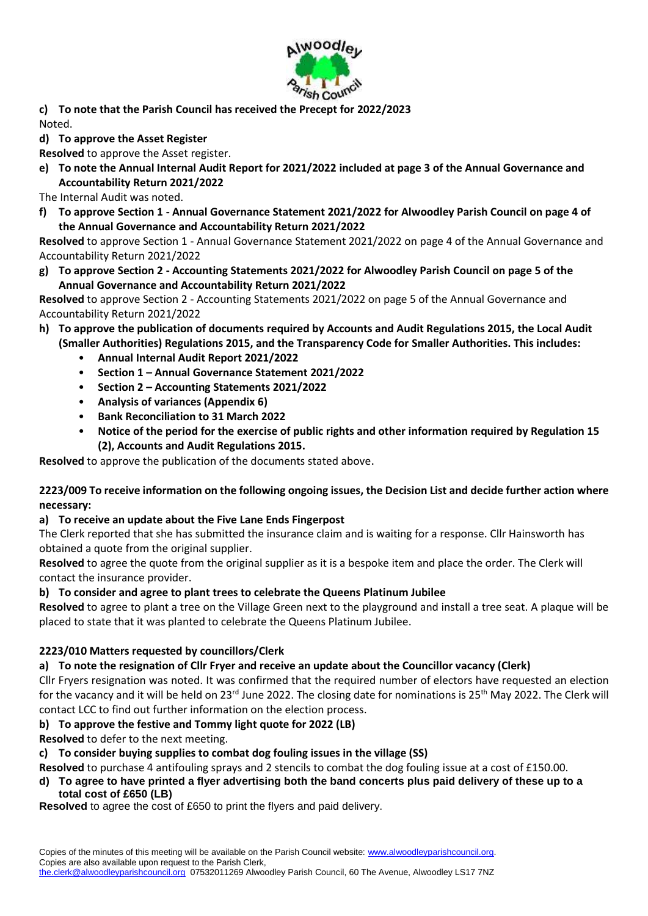**c) To note that the Parish Council has received the Precept for 2022/2023**

Noted.

**d) To approve the Asset Register**

**Resolved** to approve the Asset register.

**e) To note the Annual Internal Audit Report for 2021/2022 included at page 3 of the Annual Governance and Accountability Return 2021/2022**

The Internal Audit was noted.

**f) To approve Section 1 - Annual Governance Statement 2021/2022 for Alwoodley Parish Council on page 4 of the Annual Governance and Accountability Return 2021/2022**

**Resolved** to approve Section 1 - Annual Governance Statement 2021/2022 on page 4 of the Annual Governance and Accountability Return 2021/2022

**g) To approve Section 2 - Accounting Statements 2021/2022 for Alwoodley Parish Council on page 5 of the Annual Governance and Accountability Return 2021/2022**

**Resolved** to approve Section 2 - Accounting Statements 2021/2022 on page 5 of the Annual Governance and Accountability Return 2021/2022

**h) To approve the publication of documents required by Accounts and Audit Regulations 2015, the Local Audit (Smaller Authorities) Regulations 2015, and the Transparency Code for Smaller Authorities. This includes:**

- **Annual Internal Audit Report 2021/2022**
- **Section 1 – Annual Governance Statement 2021/2022**
- **Section 2 – Accounting Statements 2021/2022**
- **Analysis of variances (Appendix 6)**
- **Bank Reconciliation to 31 March 2022**
- **Notice of the period for the exercise of public rights and other information required by Regulation 15 (2), Accounts and Audit Regulations 2015.**

**Resolved** to approve the publication of the documents stated above.

**2223/009 To receive information on the following ongoing issues, the Decision List and decide further action where necessary:**

**a) To receive an update about the Five Lane Ends Fingerpost**

The Clerk reported that she has submitted the insurance claim and is waiting for a response. Cllr Hainsworth has obtained a quote from the original supplier.

**Resolved** to agree the quote from the original supplier as it is a bespoke item and place the order. The Clerk will contact the insurance provider.

**b) To consider and agree to plant trees to celebrate the Queens Platinum Jubilee**

**Resolved** to agree to plant a tree on the Village Green next to the playground and install a tree seat. A plaque will be placed to state that it was planted to celebrate the Queens Platinum Jubilee.

**2223/010 Matters requested by councillors/Clerk**

**a) To note the resignation of Cllr Fryer and receive an update about the Councillor vacancy (Clerk)**

Cllr Fryers resignation was noted. It was confirmed that the required number of electors have requested an election for the vacancy and it will be held on 23rd June 2022. The closing date for nominations is 25th May 2022. The Clerk will contact LCC to find out further information on the election process.

**b) To approve the festive and Tommy light quote for 2022 (LB)**

**Resolved** to defer to the next meeting.

**c) To consider buying supplies to combat dog fouling issues in the village (SS)**

**Resolved** to purchase 4 antifouling sprays and 2 stencils to combat the dog fouling issue at a cost of £150.00.

**d) To agree to have printed a flyer advertising both the band concerts plus paid delivery of these up to a total cost of £650 (LB)**

**Resolved** to agree the cost of £650 to print the flyers and paid delivery.

Copies of the minutes of this meeting will be available on the Parish Council website: www.alwoodleyparishcouncil.org.
Copies are also available upon request to the Parish Clerk,
the.clerk@alwoodleyparishcouncil.org 07532011269 Alwoodley Parish Council, 60 The Avenue, Alwoodley LS17 7NZ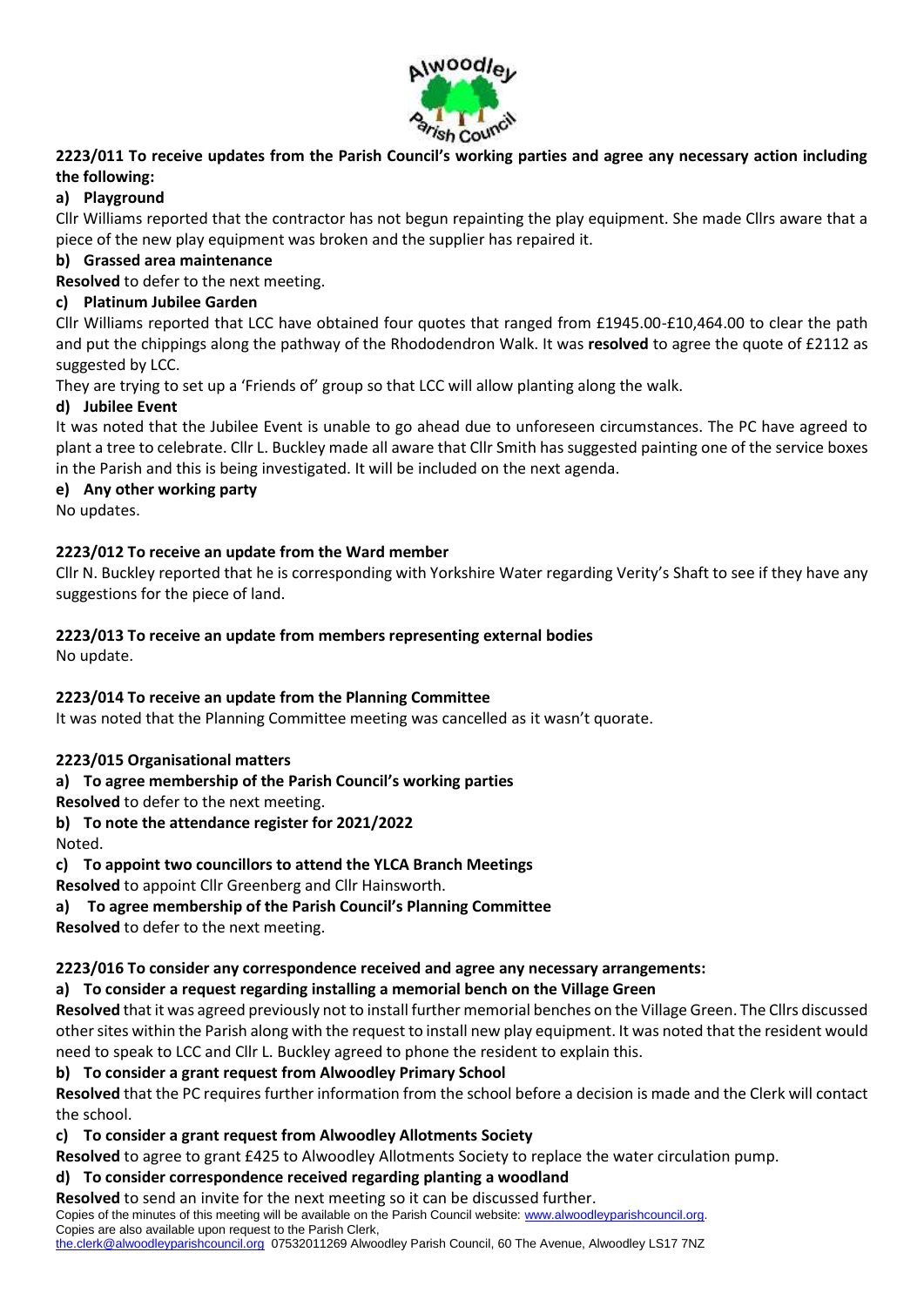**2223/011 To receive updates from the Parish Council's working parties and agree any necessary action including the following:**

**a) Playground**

Cllr Williams reported that the contractor has not begun repainting the play equipment. She made Cllrs aware that a piece of the new play equipment was broken and the supplier has repaired it.

**b) Grassed area maintenance**

**Resolved** to defer to the next meeting.

**c) Platinum Jubilee Garden**

Cllr Williams reported that LCC have obtained four quotes that ranged from £1945.00-£10,464.00 to clear the path and put the chippings along the pathway of the Rhododendron Walk. It was **resolved** to agree the quote of £2112 as suggested by LCC.

They are trying to set up a 'Friends of' group so that LCC will allow planting along the walk.

**d) Jubilee Event**

It was noted that the Jubilee Event is unable to go ahead due to unforeseen circumstances. The PC have agreed to plant a tree to celebrate. Cllr L. Buckley made all aware that Cllr Smith has suggested painting one of the service boxes in the Parish and this is being investigated. It will be included on the next agenda.

**e) Any other working party**

No updates.

**2223/012 To receive an update from the Ward member**

Cllr N. Buckley reported that he is corresponding with Yorkshire Water regarding Verity's Shaft to see if they have any suggestions for the piece of land.

**2223/013 To receive an update from members representing external bodies**

No update.

**2223/014 To receive an update from the Planning Committee**

It was noted that the Planning Committee meeting was cancelled as it wasn't quorate.

**2223/015 Organisational matters**

**a) To agree membership of the Parish Council's working parties**

**Resolved** to defer to the next meeting.

**b) To note the attendance register for 2021/2022**

Noted.

**c) To appoint two councillors to attend the YLCA Branch Meetings**

**Resolved** to appoint Cllr Greenberg and Cllr Hainsworth.

**a) To agree membership of the Parish Council's Planning Committee**

**Resolved** to defer to the next meeting.

**2223/016 To consider any correspondence received and agree any necessary arrangements:**

**a) To consider a request regarding installing a memorial bench on the Village Green**

**Resolved** that it was agreed previously not to install further memorial benches on the Village Green. The Cllrs discussed other sites within the Parish along with the request to install new play equipment. It was noted that the resident would need to speak to LCC and Cllr L. Buckley agreed to phone the resident to explain this.

**b) To consider a grant request from Alwoodley Primary School**

**Resolved** that the PC requires further information from the school before a decision is made and the Clerk will contact the school.

**c) To consider a grant request from Alwoodley Allotments Society**

**Resolved** to agree to grant £425 to Alwoodley Allotments Society to replace the water circulation pump.

**d) To consider correspondence received regarding planting a woodland**

**Resolved** to send an invite for the next meeting so it can be discussed further.

Copies of the minutes of this meeting will be available on the Parish Council website: www.alwoodleyparishcouncil.org.
Copies are also available upon request to the Parish Clerk,
the.clerk@alwoodleyparishcouncil.org 07532011269 Alwoodley Parish Council, 60 The Avenue, Alwoodley LS17 7NZ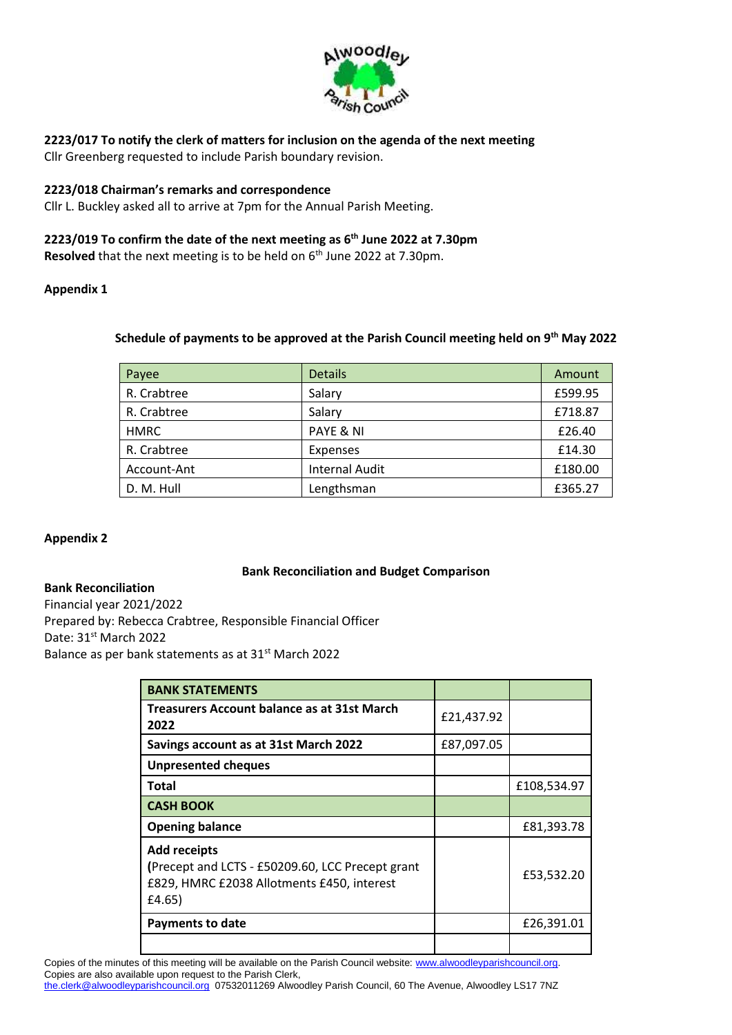### 2223/017 To notify the clerk of matters for inclusion on the agenda of the next meeting

Cllr Greenberg requested to include Parish boundary revision.

### 2223/018 Chairman's remarks and correspondence

Cllr L. Buckley asked all to arrive at 7pm for the Annual Parish Meeting.

### 2223/019 To confirm the date of the next meeting as 6th June 2022 at 7.30pm

**Resolved** that the next meeting is to be held on 6th June 2022 at 7.30pm.

**Appendix 1**

**Schedule of payments to be approved at the Parish Council meeting held on 9th May 2022**

| Payee | Details | Amount |
|---|---|---|
| R. Crabtree | Salary | £599.95 |
| R. Crabtree | Salary | £718.87 |
| HMRC | PAYE & NI | £26.40 |
| R. Crabtree | Expenses | £14.30 |
| Account-Ant | Internal Audit | £180.00 |
| D. M. Hull | Lengthsman | £365.27 |

**Appendix 2**

**Bank Reconciliation and Budget Comparison**

**Bank Reconciliation**

Financial year 2021/2022
Prepared by: Rebecca Crabtree, Responsible Financial Officer
Date: 31st March 2022
Balance as per bank statements as at 31st March 2022

| **BANK STATEMENTS** | | |
|---|---|---|
| **Treasurers Account balance as at 31st March 2022** | £21,437.92 | |
| **Savings account as at 31st March 2022** | £87,097.05 | |
| **Unpresented cheques** | | |
| **Total** | | £108,534.97 |
| **CASH BOOK** | | |
| **Opening balance** | | £81,393.78 |
| **Add receipts** **(**Precept and LCTS - £50209.60, LCC Precept grant £829, HMRC £2038 Allotments £450, interest £4.65) | | £53,532.20 |
| **Payments to date** | | £26,391.01 |
| | | |

Copies of the minutes of this meeting will be available on the Parish Council website: www.alwoodleyparishcouncil.org.
Copies are also available upon request to the Parish Clerk,
the.clerk@alwoodleyparishcouncil.org 07532011269 Alwoodley Parish Council, 60 The Avenue, Alwoodley LS17 7NZ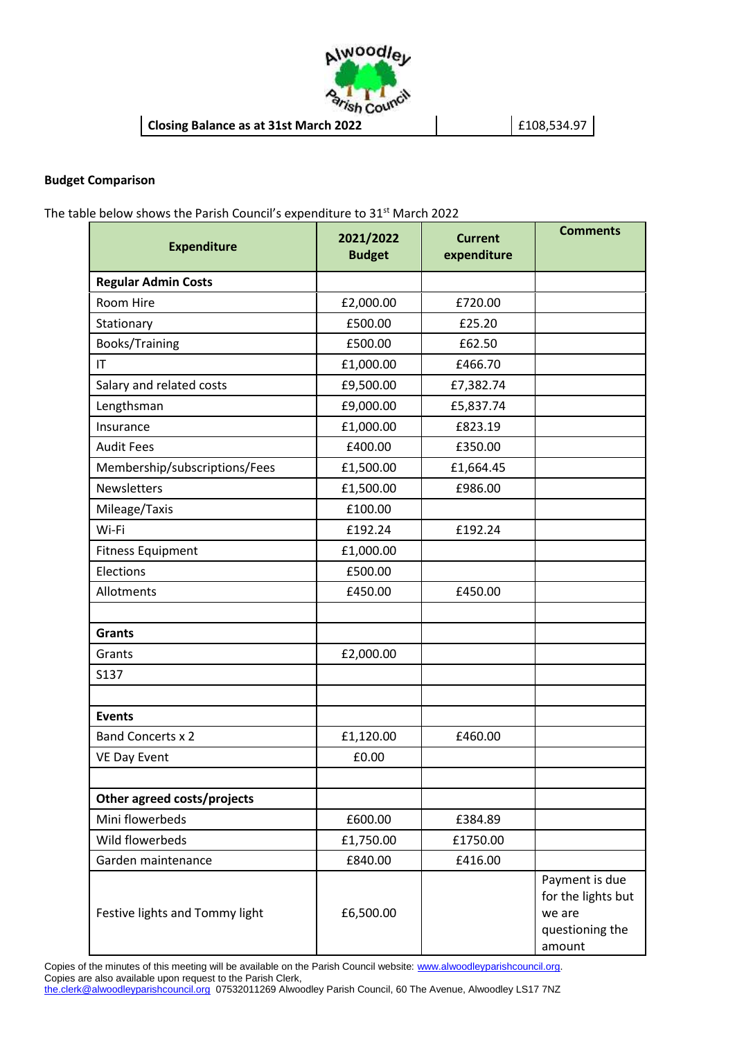| Closing Balance as at 31st March 2022 | | £108,534.97 |
|---|---|---|

**Budget Comparison**

The table below shows the Parish Council's expenditure to 31st March 2022

| Expenditure | 2021/2022 Budget | Current expenditure | Comments |
|---|---|---|---|
| **Regular Admin Costs** | | | |
| Room Hire | £2,000.00 | £720.00 | |
| Stationary | £500.00 | £25.20 | |
| Books/Training | £500.00 | £62.50 | |
| IT | £1,000.00 | £466.70 | |
| Salary and related costs | £9,500.00 | £7,382.74 | |
| Lengthsman | £9,000.00 | £5,837.74 | |
| Insurance | £1,000.00 | £823.19 | |
| Audit Fees | £400.00 | £350.00 | |
| Membership/subscriptions/Fees | £1,500.00 | £1,664.45 | |
| Newsletters | £1,500.00 | £986.00 | |
| Mileage/Taxis | £100.00 | | |
| Wi-Fi | £192.24 | £192.24 | |
| Fitness Equipment | £1,000.00 | | |
| Elections | £500.00 | | |
| Allotments | £450.00 | £450.00 | |
| | | | |
| **Grants** | | | |
| Grants | £2,000.00 | | |
| S137 | | | |
| | | | |
| **Events** | | | |
| Band Concerts x 2 | £1,120.00 | £460.00 | |
| VE Day Event | £0.00 | | |
| | | | |
| **Other agreed costs/projects** | | | |
| Mini flowerbeds | £600.00 | £384.89 | |
| Wild flowerbeds | £1,750.00 | £1750.00 | |
| Garden maintenance | £840.00 | £416.00 | |
| Festive lights and Tommy light | £6,500.00 | | Payment is due for the lights but we are questioning the amount |

Copies of the minutes of this meeting will be available on the Parish Council website: www.alwoodleyparishcouncil.org.
Copies are also available upon request to the Parish Clerk,
the.clerk@alwoodleyparishcouncil.org 07532011269 Alwoodley Parish Council, 60 The Avenue, Alwoodley LS17 7NZ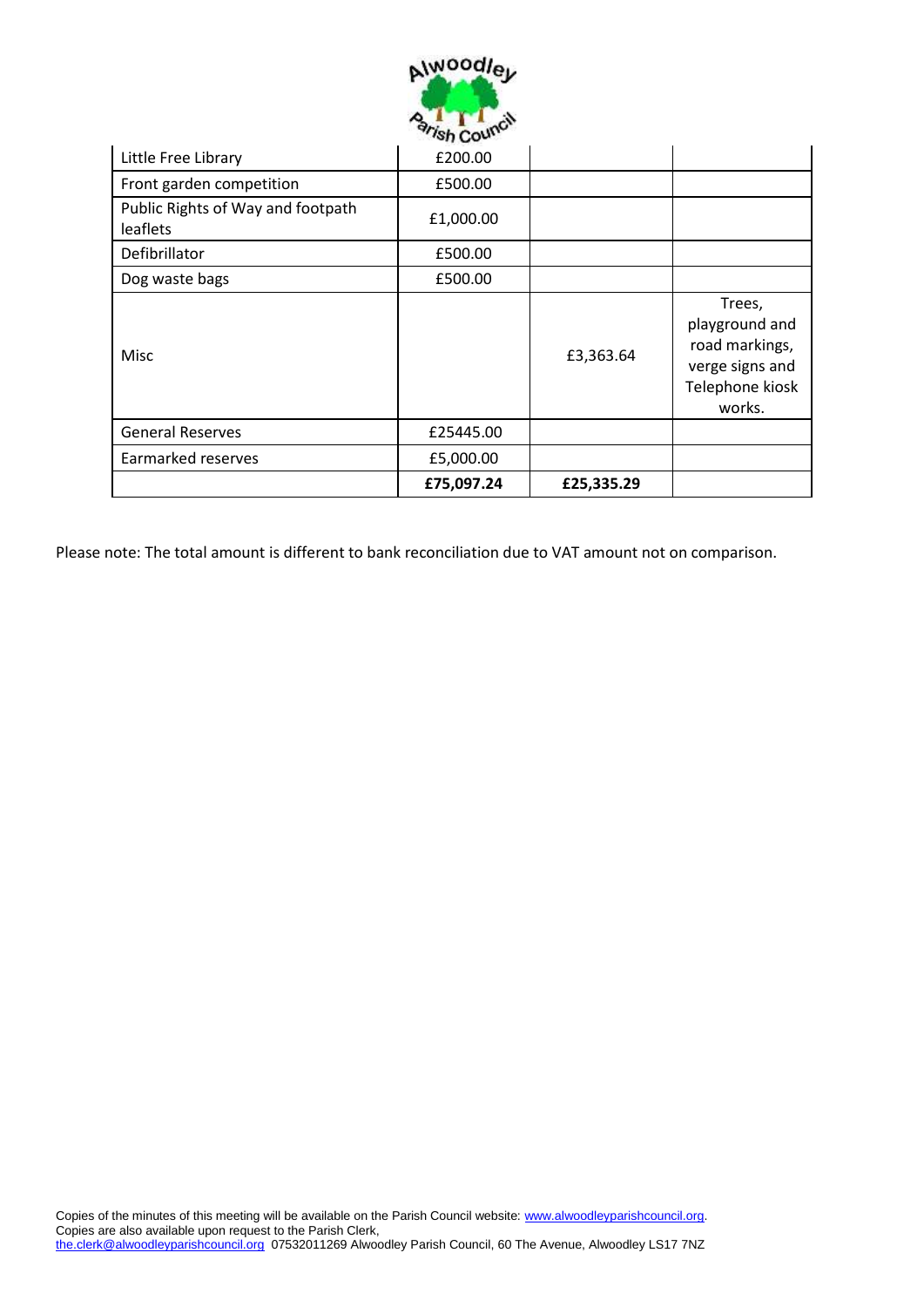| | | | |
|---|---|---|---|
| Little Free Library | £200.00 | | |
| Front garden competition | £500.00 | | |
| Public Rights of Way and footpath leaflets | £1,000.00 | | |
| Defibrillator | £500.00 | | |
| Dog waste bags | £500.00 | | |
| Misc | | £3,363.64 | Trees, playground and road markings, verge signs and Telephone kiosk works. |
| General Reserves | £25445.00 | | |
| Earmarked reserves | £5,000.00 | | |
| | **£75,097.24** | **£25,335.29** | |

Please note: The total amount is different to bank reconciliation due to VAT amount not on comparison.

Copies of the minutes of this meeting will be available on the Parish Council website: www.alwoodleyparishcouncil.org.
Copies are also available upon request to the Parish Clerk,
the.clerk@alwoodleyparishcouncil.org 07532011269 Alwoodley Parish Council, 60 The Avenue, Alwoodley LS17 7NZ